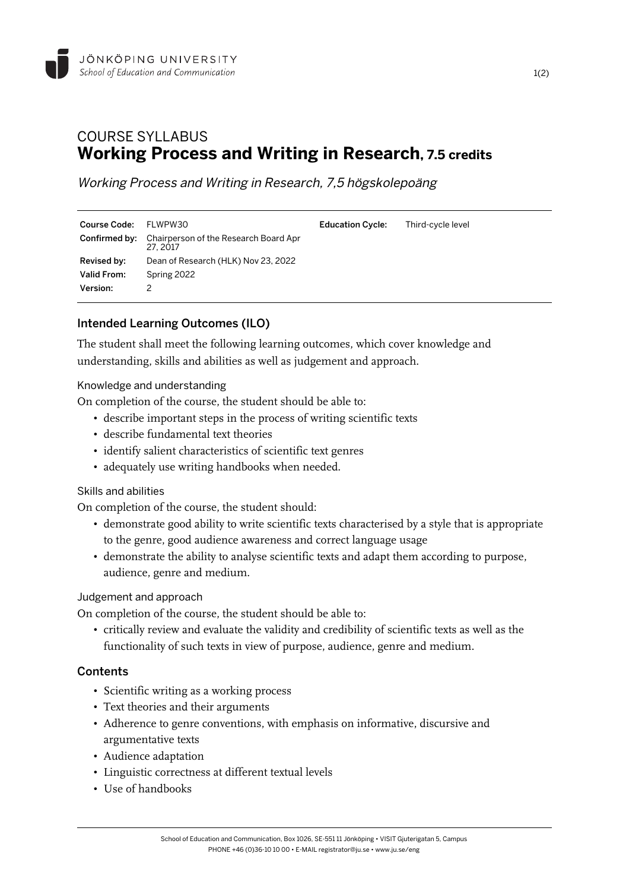JÖNKÖPING UNIVERSITY
*School of Education and Communication*

# COURSE SYLLABUS
# **Working Process and Writing in Research, 7.5 credits**

*Working Process and Writing in Research, 7,5 högskolepoäng*

| | | | |
|---|---|---|---|
| **Course Code:** | FLWPW30 | **Education Cycle:** | Third-cycle level |
| **Confirmed by:** | Chairperson of the Research Board Apr 27, 2017 | | |
| **Revised by:** | Dean of Research (HLK) Nov 23, 2022 | | |
| **Valid From:** | Spring 2022 | | |
| **Version:** | 2 | | |

## Intended Learning Outcomes (ILO)

The student shall meet the following learning outcomes, which cover knowledge and understanding, skills and abilities as well as judgement and approach.

### Knowledge and understanding

On completion of the course, the student should be able to:

- describe important steps in the process of writing scientific texts
- describe fundamental text theories
- identify salient characteristics of scientific text genres
- adequately use writing handbooks when needed.

### Skills and abilities

On completion of the course, the student should:

- demonstrate good ability to write scientific texts characterised by a style that is appropriate to the genre, good audience awareness and correct language usage
- demonstrate the ability to analyse scientific texts and adapt them according to purpose, audience, genre and medium.

### Judgement and approach

On completion of the course, the student should be able to:

- critically review and evaluate the validity and credibility of scientific texts as well as the functionality of such texts in view of purpose, audience, genre and medium.

## Contents

- Scientific writing as a working process
- Text theories and their arguments
- Adherence to genre conventions, with emphasis on informative, discursive and argumentative texts
- Audience adaptation
- Linguistic correctness at different textual levels
- Use of handbooks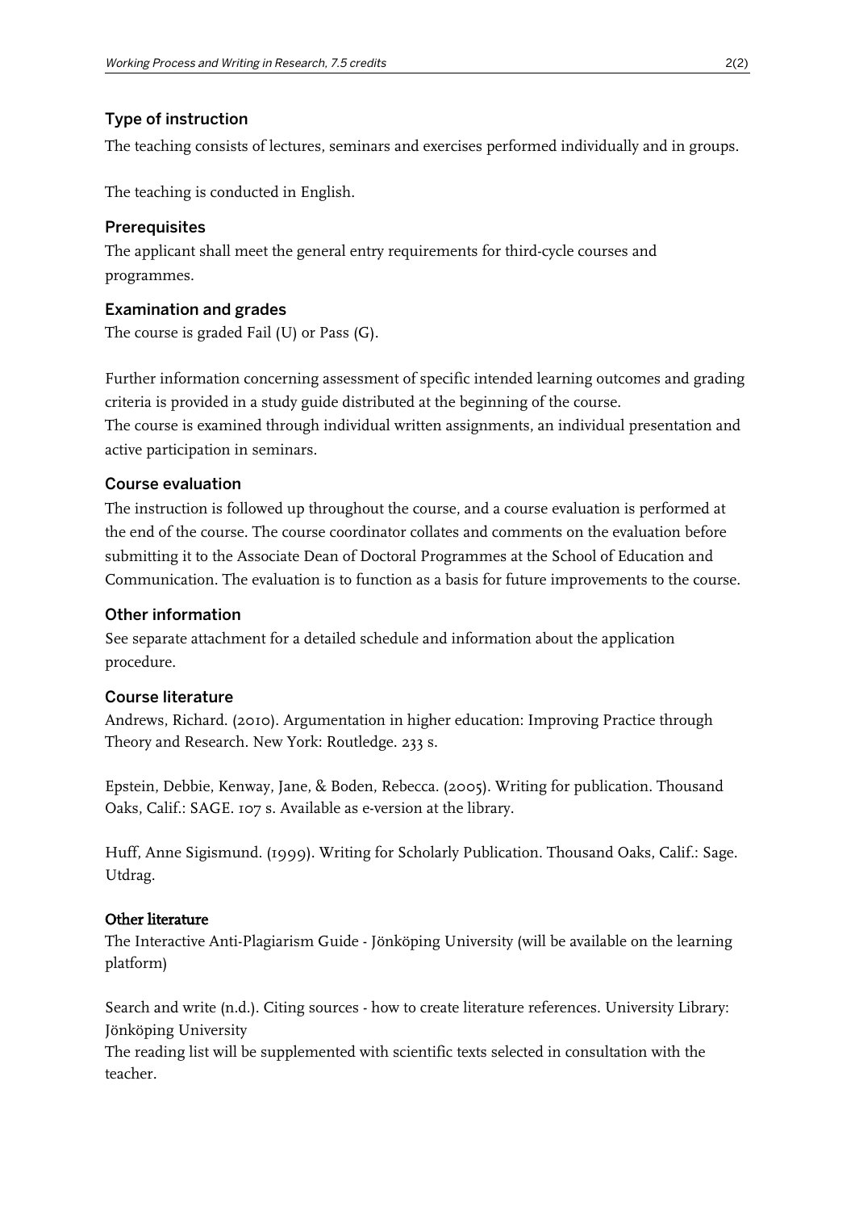## Type of instruction

The teaching consists of lectures, seminars and exercises performed individually and in groups.

The teaching is conducted in English.

## Prerequisites

The applicant shall meet the general entry requirements for third-cycle courses and programmes.

## Examination and grades

The course is graded Fail (U) or Pass (G).

Further information concerning assessment of specific intended learning outcomes and grading criteria is provided in a study guide distributed at the beginning of the course.
The course is examined through individual written assignments, an individual presentation and active participation in seminars.

## Course evaluation

The instruction is followed up throughout the course, and a course evaluation is performed at the end of the course. The course coordinator collates and comments on the evaluation before submitting it to the Associate Dean of Doctoral Programmes at the School of Education and Communication. The evaluation is to function as a basis for future improvements to the course.

## Other information

See separate attachment for a detailed schedule and information about the application procedure.

## Course literature

Andrews, Richard. (2010). Argumentation in higher education: Improving Practice through Theory and Research. New York: Routledge. 233 s.

Epstein, Debbie, Kenway, Jane, & Boden, Rebecca. (2005). Writing for publication. Thousand Oaks, Calif.: SAGE. 107 s. Available as e-version at the library.

Huff, Anne Sigismund. (1999). Writing for Scholarly Publication. Thousand Oaks, Calif.: Sage. Utdrag.

**Other literature**

The Interactive Anti-Plagiarism Guide - Jönköping University (will be available on the learning platform)

Search and write (n.d.). Citing sources - how to create literature references. University Library: Jönköping University
The reading list will be supplemented with scientific texts selected in consultation with the teacher.